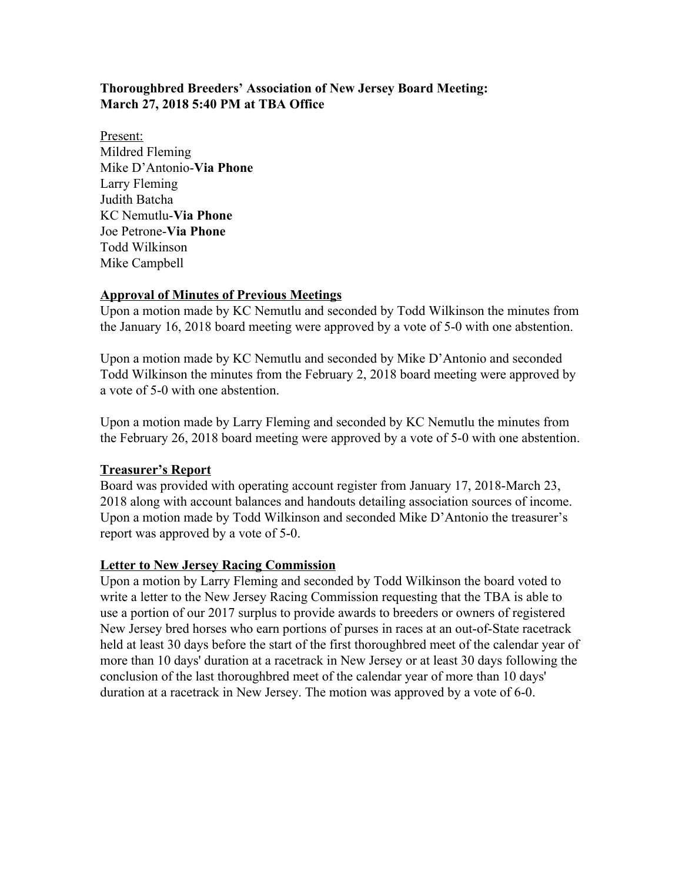**Thoroughbred Breeders' Association of New Jersey Board Meeting:**
**March 27, 2018 5:40 PM at TBA Office**

Present:
Mildred Fleming
Mike D'Antonio-**Via Phone**
Larry Fleming
Judith Batcha
KC Nemutlu-**Via Phone**
Joe Petrone-**Via Phone**
Todd Wilkinson
Mike Campbell

**Approval of Minutes of Previous Meetings**

Upon a motion made by KC Nemutlu and seconded by Todd Wilkinson the minutes from the January 16, 2018 board meeting were approved by a vote of 5-0 with one abstention.

Upon a motion made by KC Nemutlu and seconded by Mike D'Antonio and seconded Todd Wilkinson the minutes from the February 2, 2018 board meeting were approved by a vote of 5-0 with one abstention.

Upon a motion made by Larry Fleming and seconded by KC Nemutlu the minutes from the February 26, 2018 board meeting were approved by a vote of 5-0 with one abstention.

**Treasurer's Report**

Board was provided with operating account register from January 17, 2018-March 23, 2018 along with account balances and handouts detailing association sources of income. Upon a motion made by Todd Wilkinson and seconded Mike D'Antonio the treasurer's report was approved by a vote of 5-0.

**Letter to New Jersey Racing Commission**

Upon a motion by Larry Fleming and seconded by Todd Wilkinson the board voted to write a letter to the New Jersey Racing Commission requesting that the TBA is able to use a portion of our 2017 surplus to provide awards to breeders or owners of registered New Jersey bred horses who earn portions of purses in races at an out-of-State racetrack held at least 30 days before the start of the first thoroughbred meet of the calendar year of more than 10 days' duration at a racetrack in New Jersey or at least 30 days following the conclusion of the last thoroughbred meet of the calendar year of more than 10 days' duration at a racetrack in New Jersey. The motion was approved by a vote of 6-0.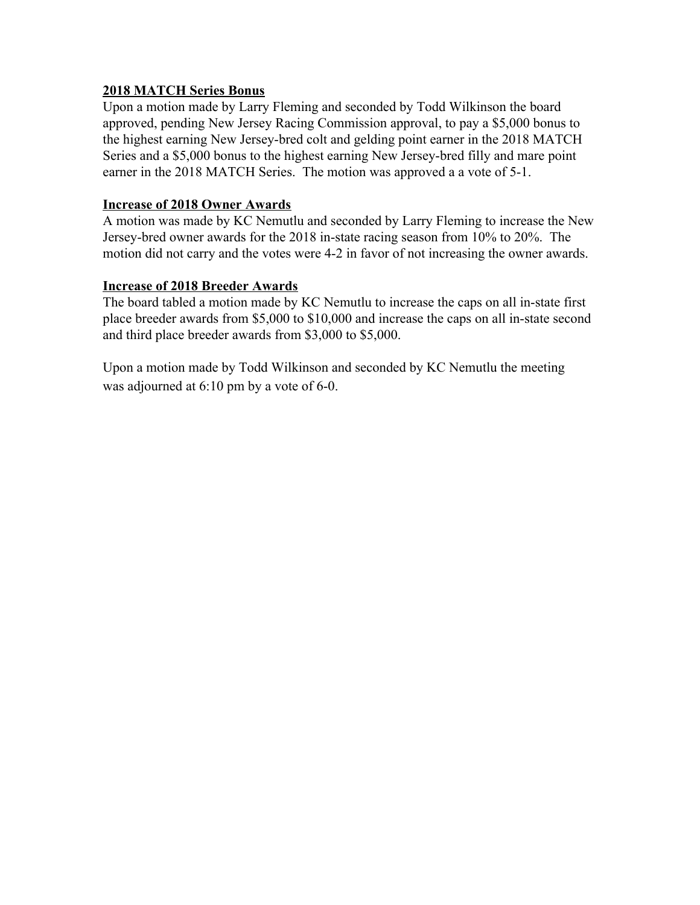**2018 MATCH Series Bonus**

Upon a motion made by Larry Fleming and seconded by Todd Wilkinson the board approved, pending New Jersey Racing Commission approval, to pay a $5,000 bonus to the highest earning New Jersey-bred colt and gelding point earner in the 2018 MATCH Series and a $5,000 bonus to the highest earning New Jersey-bred filly and mare point earner in the 2018 MATCH Series. The motion was approved a a vote of 5-1.

**Increase of 2018 Owner Awards**

A motion was made by KC Nemutlu and seconded by Larry Fleming to increase the New Jersey-bred owner awards for the 2018 in-state racing season from 10% to 20%. The motion did not carry and the votes were 4-2 in favor of not increasing the owner awards.

**Increase of 2018 Breeder Awards**

The board tabled a motion made by KC Nemutlu to increase the caps on all in-state first place breeder awards from $5,000 to $10,000 and increase the caps on all in-state second and third place breeder awards from $3,000 to $5,000.

Upon a motion made by Todd Wilkinson and seconded by KC Nemutlu the meeting was adjourned at 6:10 pm by a vote of 6-0.